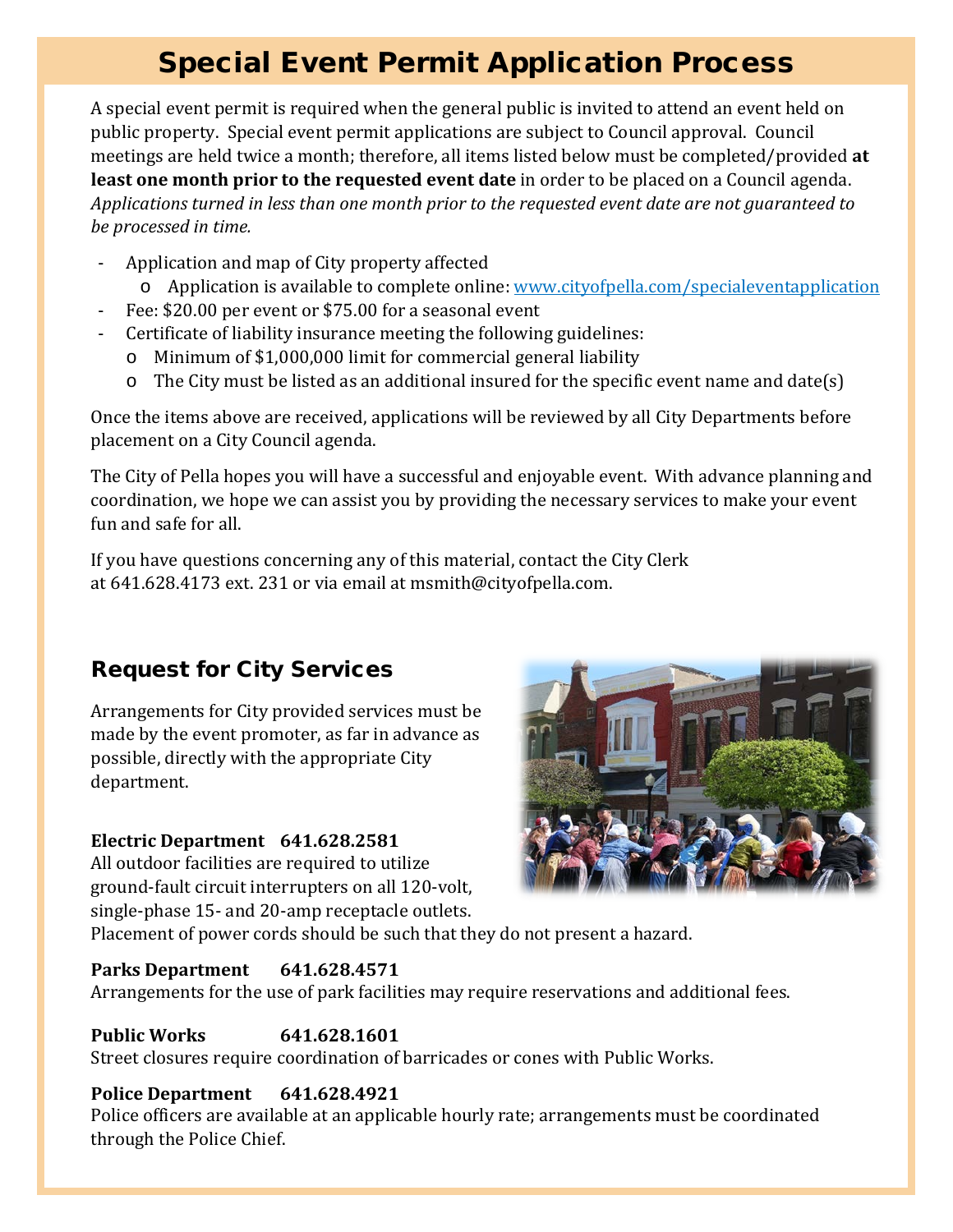# Special Event Permit Application Process

A special event permit is required when the general public is invited to attend an event held on public property. Special event permit applications are subject to Council approval. Council meetings are held twice a month; therefore, all items listed below must be completed/provided **at least one month prior to the requested event date** in order to be placed on a Council agenda. *Applications turned in less than one month prior to the requested event date are not guaranteed to be processed in time.*

- Application and map of City property affected
  - Application is available to complete online: [www.cityofpella.com/specialeventapplication](http://www.cityofpella.com/specialeventapplication)
- Fee: $20.00 per event or $75.00 for a seasonal event
- Certificate of liability insurance meeting the following guidelines:
  - Minimum of $1,000,000 limit for commercial general liability
  - The City must be listed as an additional insured for the specific event name and date(s)

Once the items above are received, applications will be reviewed by all City Departments before placement on a City Council agenda.

The City of Pella hopes you will have a successful and enjoyable event. With advance planning and coordination, we hope we can assist you by providing the necessary services to make your event fun and safe for all.

If you have questions concerning any of this material, contact the City Clerk at 641.628.4173 ext. 231 or via email at msmith@cityofpella.com.

## Request for City Services

Arrangements for City provided services must be made by the event promoter, as far in advance as possible, directly with the appropriate City department.

**Electric Department 641.628.2581**
All outdoor facilities are required to utilize ground-fault circuit interrupters on all 120-volt, single-phase 15- and 20-amp receptacle outlets. Placement of power cords should be such that they do not present a hazard.

**Parks Department 641.628.4571**
Arrangements for the use of park facilities may require reservations and additional fees.

**Public Works 641.628.1601**
Street closures require coordination of barricades or cones with Public Works.

**Police Department 641.628.4921**
Police officers are available at an applicable hourly rate; arrangements must be coordinated through the Police Chief.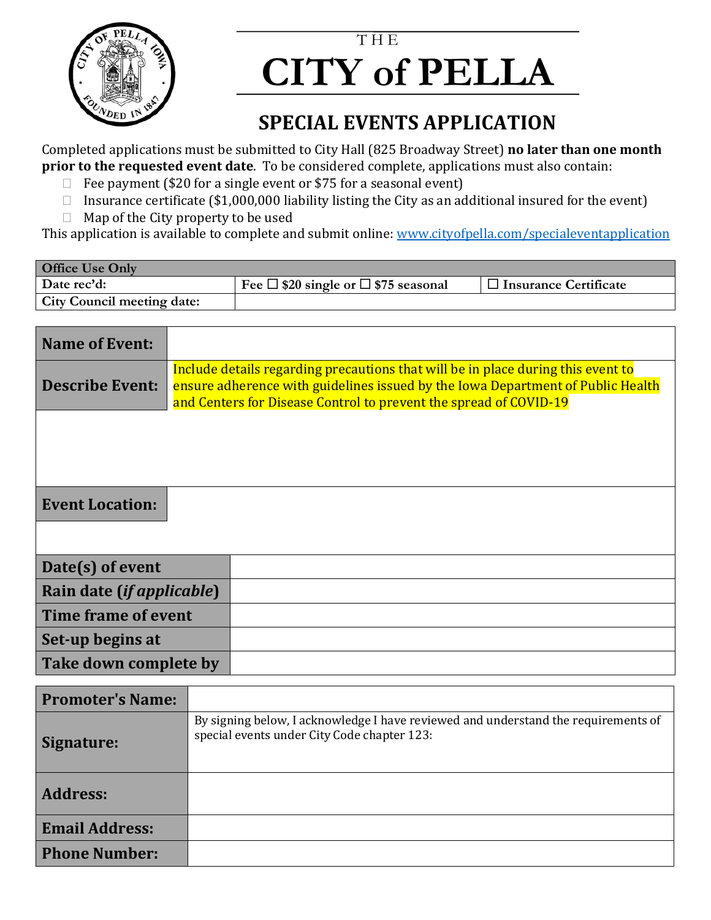THE

# CITY of PELLA

## SPECIAL EVENTS APPLICATION

Completed applications must be submitted to City Hall (825 Broadway Street) **no later than one month prior to the requested event date**. To be considered complete, applications must also contain:

- ☐ Fee payment ($20 for a single event or $75 for a seasonal event)
- ☐ Insurance certificate ($1,000,000 liability listing the City as an additional insured for the event)
- ☐ Map of the City property to be used

This application is available to complete and submit online: www.cityofpella.com/specialeventapplication

| Office Use Only | | |
|---|---|---|
| Date rec'd: | Fee ☐ $20 single or ☐ $75 seasonal | ☐ Insurance Certificate |
| City Council meeting date: | | |

| | |
|---|---|
| **Name of Event:** | |
| **Describe Event:** | Include details regarding precautions that will be in place during this event to ensure adherence with guidelines issued by the Iowa Department of Public Health and Centers for Disease Control to prevent the spread of COVID-19 |
| **Event Location:** | |
| **Date(s) of event** | |
| **Rain date (*if applicable*)** | |
| **Time frame of event** | |
| **Set-up begins at** | |
| **Take down complete by** | |

| | |
|---|---|
| **Promoter's Name:** | |
| **Signature:** | By signing below, I acknowledge I have reviewed and understand the requirements of special events under City Code chapter 123: |
| **Address:** | |
| **Email Address:** | |
| **Phone Number:** | |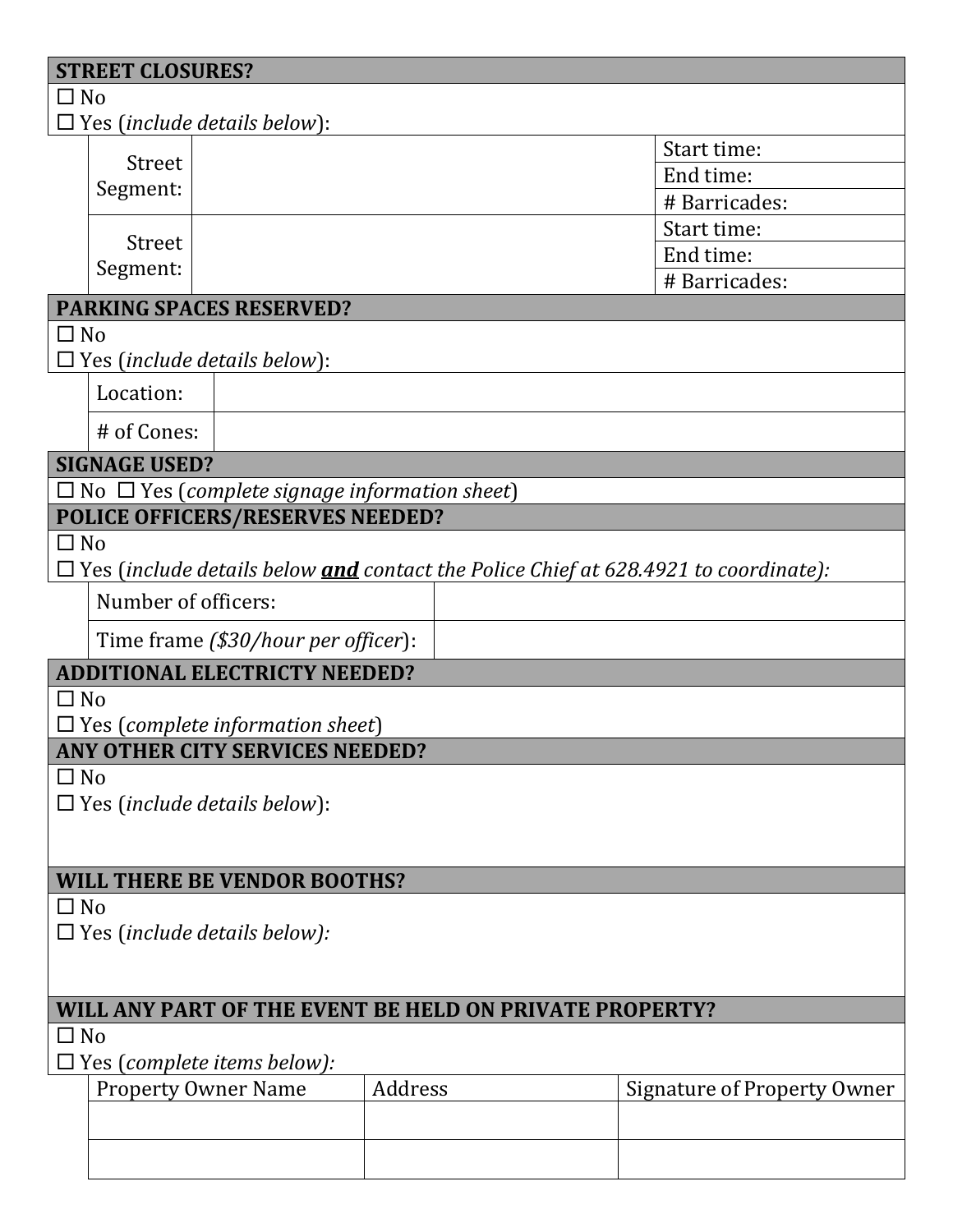## STREET CLOSURES?

☐ No
☐ Yes (*include details below*):

| Street Segment: | | Start time: |
|---|---|---|
| | | End time: |
| | | # Barricades: |
| Street Segment: | | Start time: |
| | | End time: |
| | | # Barricades: |

## PARKING SPACES RESERVED?

☐ No
☐ Yes (*include details below*):

| Location: | |
|---|---|
| # of Cones: | |

## SIGNAGE USED?

☐ No ☐ Yes (*complete signage information sheet*)

## POLICE OFFICERS/RESERVES NEEDED?

☐ No
☐ Yes (*include details below* ***and*** *contact the Police Chief at 628.4921 to coordinate):*

| Number of officers: | |
|---|---|
| Time frame (*$30/hour per officer*): | |

## ADDITIONAL ELECTRICTY NEEDED?

☐ No
☐ Yes (*complete information sheet*)

## ANY OTHER CITY SERVICES NEEDED?

☐ No
☐ Yes (*include details below*):

## WILL THERE BE VENDOR BOOTHS?

☐ No
☐ Yes (*include details below):*

## WILL ANY PART OF THE EVENT BE HELD ON PRIVATE PROPERTY?

☐ No
☐ Yes (*complete items below):*

| Property Owner Name | Address | Signature of Property Owner |
|---|---|---|
| | | |
| | | |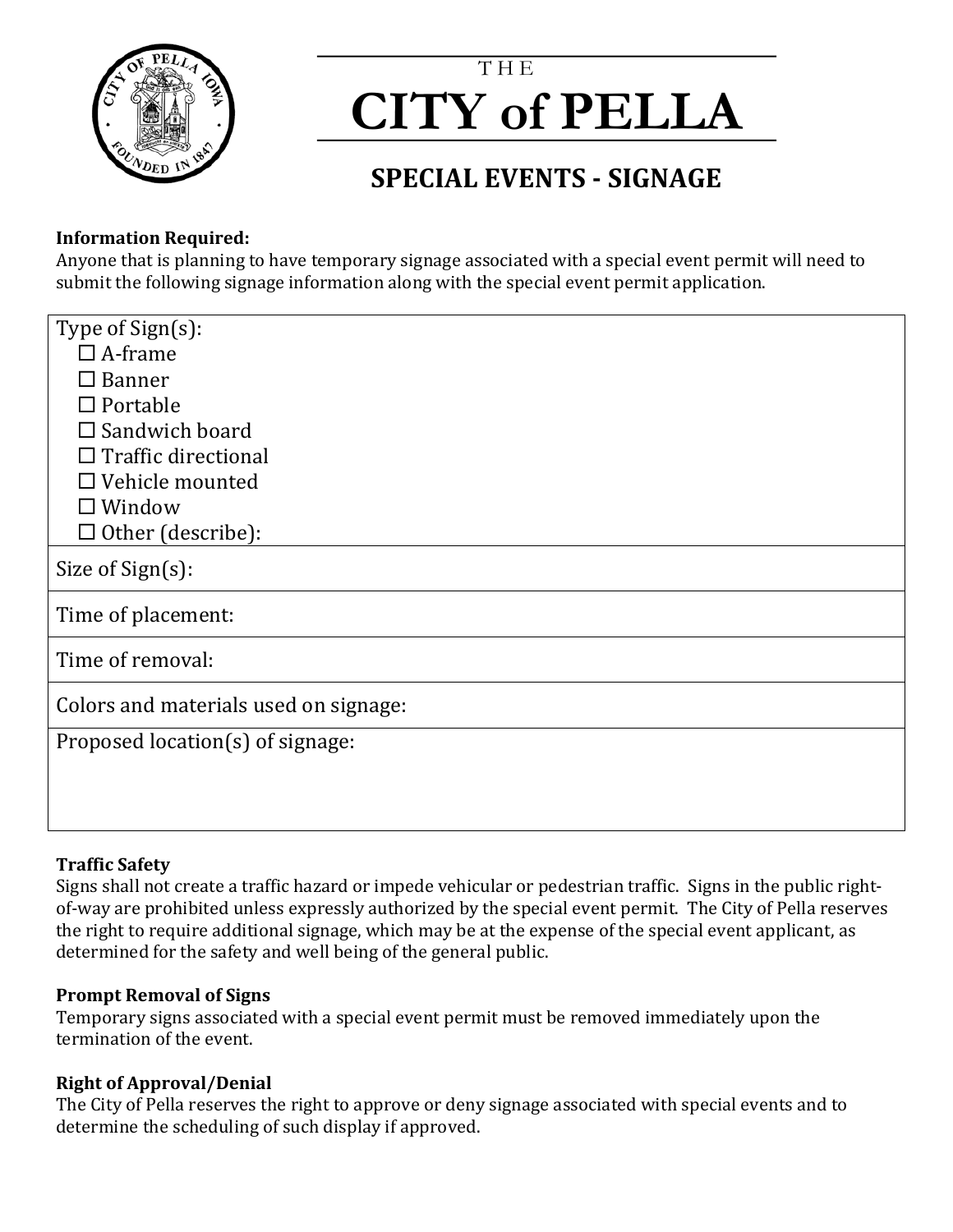THE

# CITY of PELLA

## SPECIAL EVENTS - SIGNAGE

**Information Required:**
Anyone that is planning to have temporary signage associated with a special event permit will need to submit the following signage information along with the special event permit application.

| Type of Sign(s): ☐ A-frame ☐ Banner ☐ Portable ☐ Sandwich board ☐ Traffic directional ☐ Vehicle mounted ☐ Window ☐ Other (describe): |
|---|
| Size of Sign(s): |
| Time of placement: |
| Time of removal: |
| Colors and materials used on signage: |
| Proposed location(s) of signage: |

**Traffic Safety**
Signs shall not create a traffic hazard or impede vehicular or pedestrian traffic. Signs in the public right-of-way are prohibited unless expressly authorized by the special event permit. The City of Pella reserves the right to require additional signage, which may be at the expense of the special event applicant, as determined for the safety and well being of the general public.

**Prompt Removal of Signs**
Temporary signs associated with a special event permit must be removed immediately upon the termination of the event.

**Right of Approval/Denial**
The City of Pella reserves the right to approve or deny signage associated with special events and to determine the scheduling of such display if approved.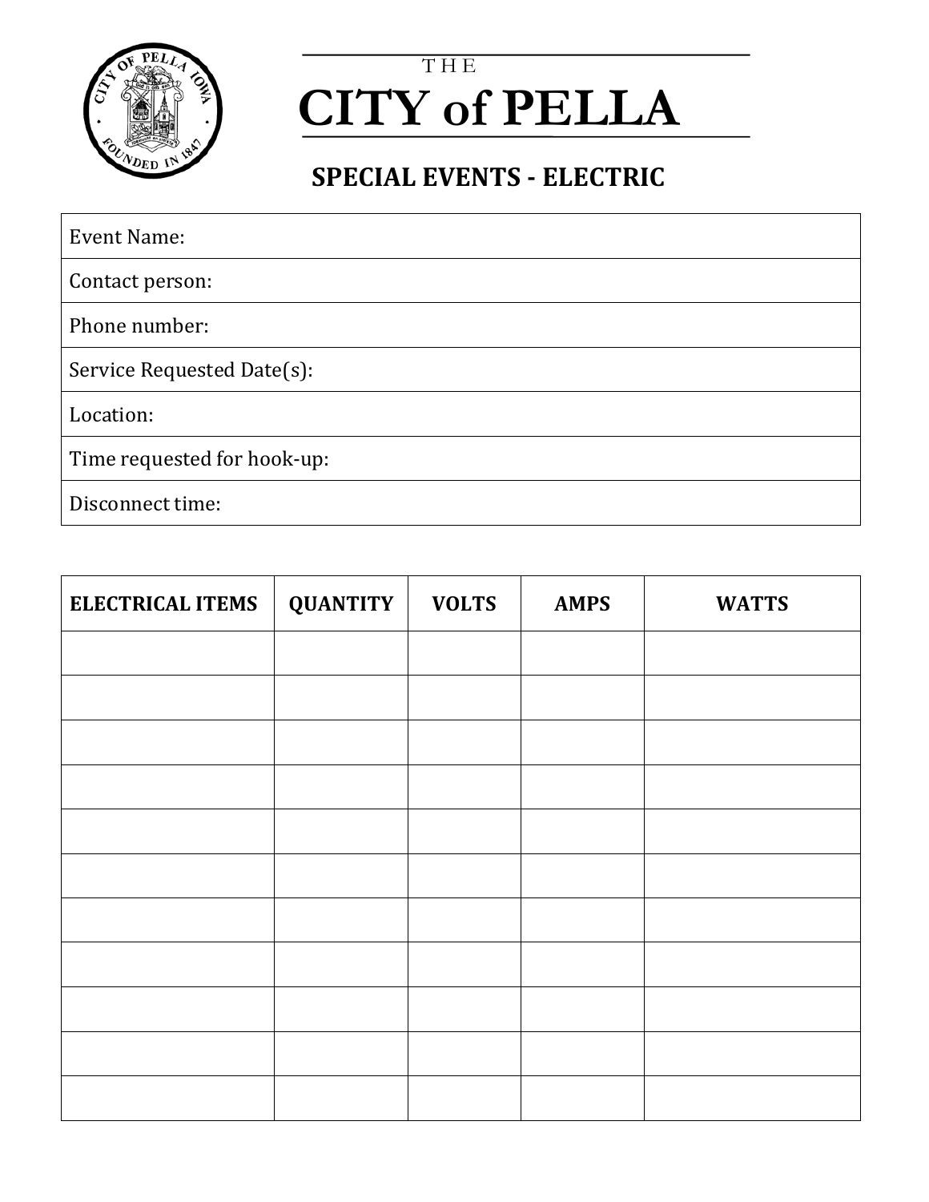THE

# CITY of PELLA

## SPECIAL EVENTS - ELECTRIC

| |
|---|
| Event Name: |
| Contact person: |
| Phone number: |
| Service Requested Date(s): |
| Location: |
| Time requested for hook-up: |
| Disconnect time: |

| ELECTRICAL ITEMS | QUANTITY | VOLTS | AMPS | WATTS |
|---|---|---|---|---|
| | | | | |
| | | | | |
| | | | | |
| | | | | |
| | | | | |
| | | | | |
| | | | | |
| | | | | |
| | | | | |
| | | | | |
| | | | | |